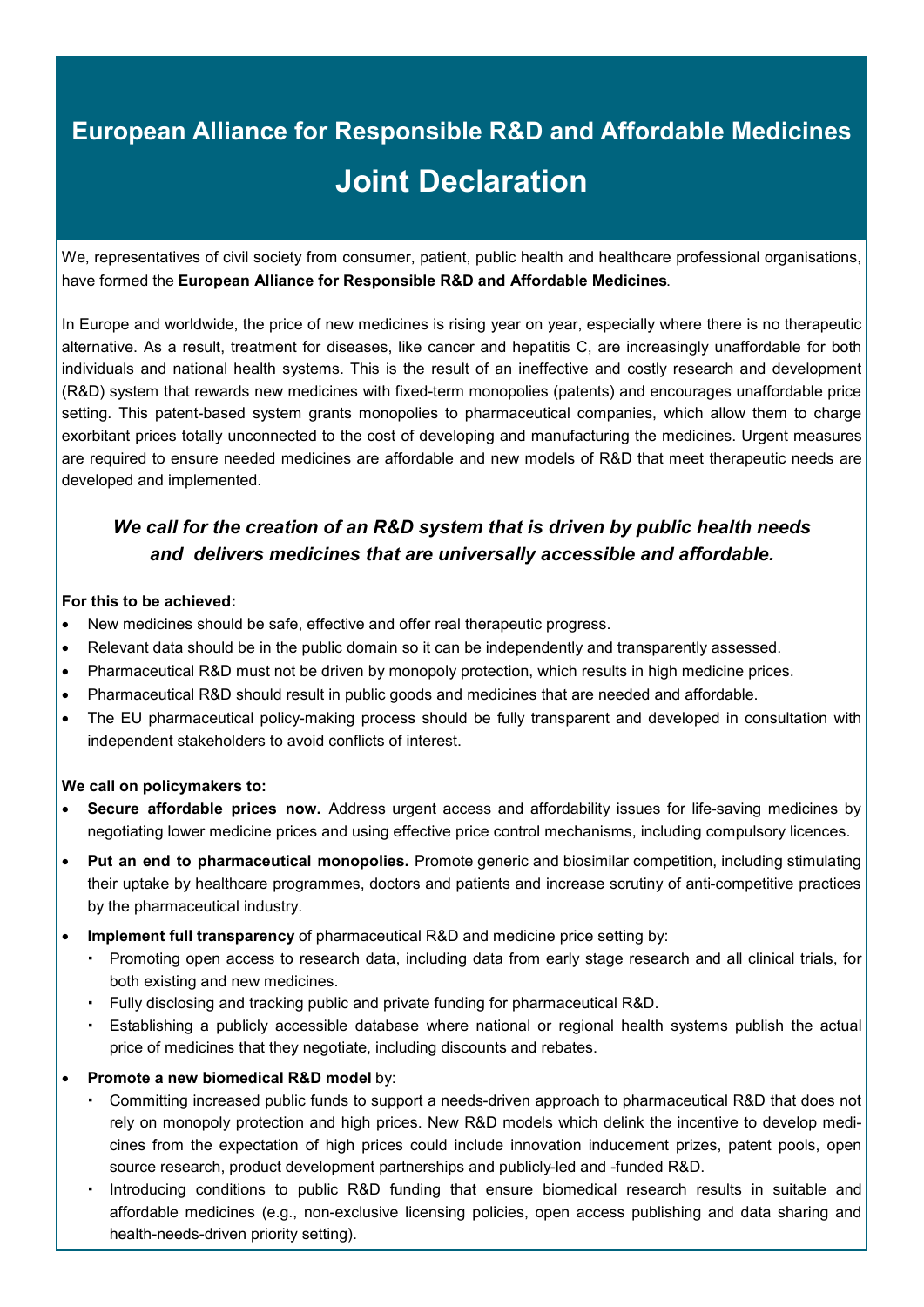# European Alliance for Responsible R&D and Affordable Medicines

# Joint Declaration

We, representatives of civil society from consumer, patient, public health and healthcare professional organisations, have formed the **European Alliance for Responsible R&D and Affordable Medicines**.

In Europe and worldwide, the price of new medicines is rising year on year, especially where there is no therapeutic alternative. As a result, treatment for diseases, like cancer and hepatitis C, are increasingly unaffordable for both individuals and national health systems. This is the result of an ineffective and costly research and development (R&D) system that rewards new medicines with fixed-term monopolies (patents) and encourages unaffordable price setting. This patent-based system grants monopolies to pharmaceutical companies, which allow them to charge exorbitant prices totally unconnected to the cost of developing and manufacturing the medicines. Urgent measures are required to ensure needed medicines are affordable and new models of R&D that meet therapeutic needs are developed and implemented.

***We call for the creation of an R&D system that is driven by public health needs and delivers medicines that are universally accessible and affordable.***

**For this to be achieved:**

- New medicines should be safe, effective and offer real therapeutic progress.
- Relevant data should be in the public domain so it can be independently and transparently assessed.
- Pharmaceutical R&D must not be driven by monopoly protection, which results in high medicine prices.
- Pharmaceutical R&D should result in public goods and medicines that are needed and affordable.
- The EU pharmaceutical policy-making process should be fully transparent and developed in consultation with independent stakeholders to avoid conflicts of interest.

**We call on policymakers to:**

- **Secure affordable prices now.** Address urgent access and affordability issues for life-saving medicines by negotiating lower medicine prices and using effective price control mechanisms, including compulsory licences.
- **Put an end to pharmaceutical monopolies.** Promote generic and biosimilar competition, including stimulating their uptake by healthcare programmes, doctors and patients and increase scrutiny of anti-competitive practices by the pharmaceutical industry.
- **Implement full transparency** of pharmaceutical R&D and medicine price setting by:
  - Promoting open access to research data, including data from early stage research and all clinical trials, for both existing and new medicines.
  - Fully disclosing and tracking public and private funding for pharmaceutical R&D.
  - Establishing a publicly accessible database where national or regional health systems publish the actual price of medicines that they negotiate, including discounts and rebates.
- **Promote a new biomedical R&D model** by:
  - Committing increased public funds to support a needs-driven approach to pharmaceutical R&D that does not rely on monopoly protection and high prices. New R&D models which delink the incentive to develop medicines from the expectation of high prices could include innovation inducement prizes, patent pools, open source research, product development partnerships and publicly-led and -funded R&D.
  - Introducing conditions to public R&D funding that ensure biomedical research results in suitable and affordable medicines (e.g., non-exclusive licensing policies, open access publishing and data sharing and health-needs-driven priority setting).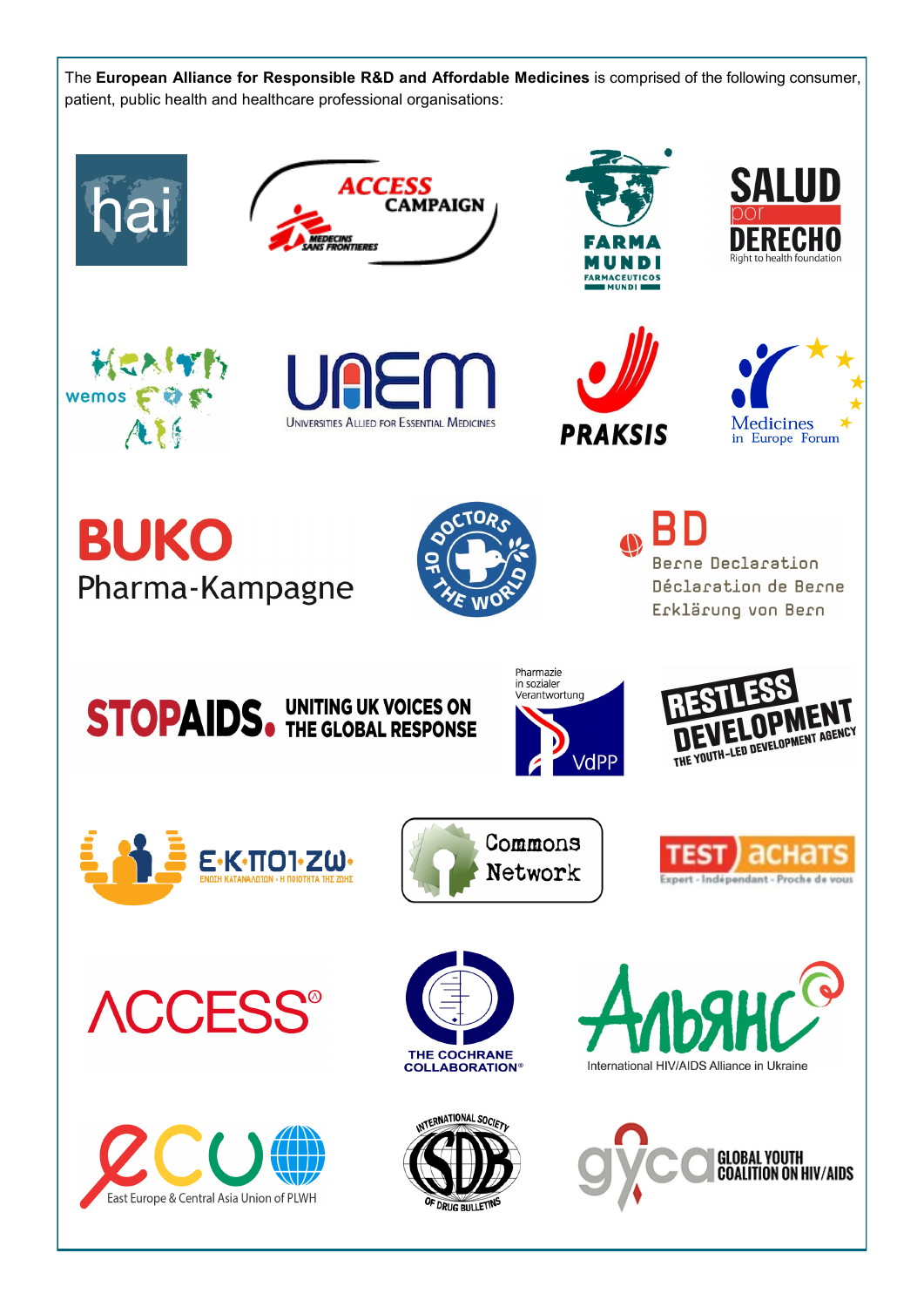The **European Alliance for Responsible R&D and Affordable Medicines** is comprised of the following consumer, patient, public health and healthcare professional organisations: